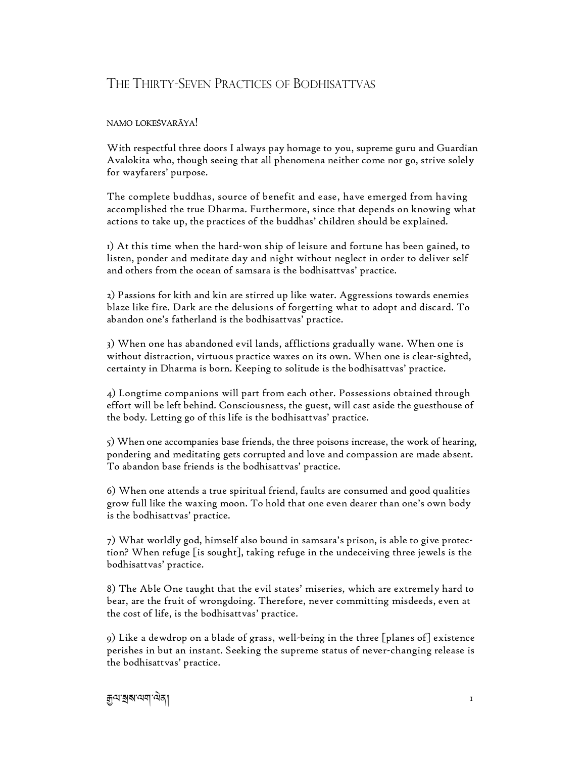# The Thirty-Seven Practices of Bodhisattvas

NAMO LOKEŚVARĀYA!

With respectful three doors I always pay homage to you, supreme guru and Guardian Avalokita who, though seeing that all phenomena neither come nor go, strive solely for wayfarers' purpose.

The complete buddhas, source of benefit and ease, have emerged from having accomplished the true Dharma. Furthermore, since that depends on knowing what actions to take up, the practices of the buddhas' children should be explained.

1) At this time when the hard-won ship of leisure and fortune has been gained, to listen, ponder and meditate day and night without neglect in order to deliver self and others from the ocean of samsara is the bodhisattvas' practice.

2) Passions for kith and kin are stirred up like water. Aggressions towards enemies blaze like fire. Dark are the delusions of forgetting what to adopt and discard. To abandon one's fatherland is the bodhisattvas' practice.

3) When one has abandoned evil lands, afflictions gradually wane. When one is without distraction, virtuous practice waxes on its own. When one is clear-sighted, certainty in Dharma is born. Keeping to solitude is the bodhisattvas' practice.

4) Longtime companions will part from each other. Possessions obtained through effort will be left behind. Consciousness, the guest, will cast aside the guesthouse of the body. Letting go of this life is the bodhisattvas' practice.

5) When one accompanies base friends, the three poisons increase, the work of hearing, pondering and meditating gets corrupted and love and compassion are made absent. To abandon base friends is the bodhisattvas' practice.

6) When one attends a true spiritual friend, faults are consumed and good qualities grow full like the waxing moon. To hold that one even dearer than one's own body is the bodhisattvas' practice.

7) What worldly god, himself also bound in samsara's prison, is able to give protection? When refuge [is sought], taking refuge in the undeceiving three jewels is the bodhisattvas' practice.

8) The Able One taught that the evil states' miseries, which are extremely hard to bear, are the fruit of wrongdoing. Therefore, never committing misdeeds, even at the cost of life, is the bodhisattvas' practice.

9) Like a dewdrop on a blade of grass, well-being in the three [planes of] existence perishes in but an instant. Seeking the supreme status of never-changing release is the bodhisattvas' practice.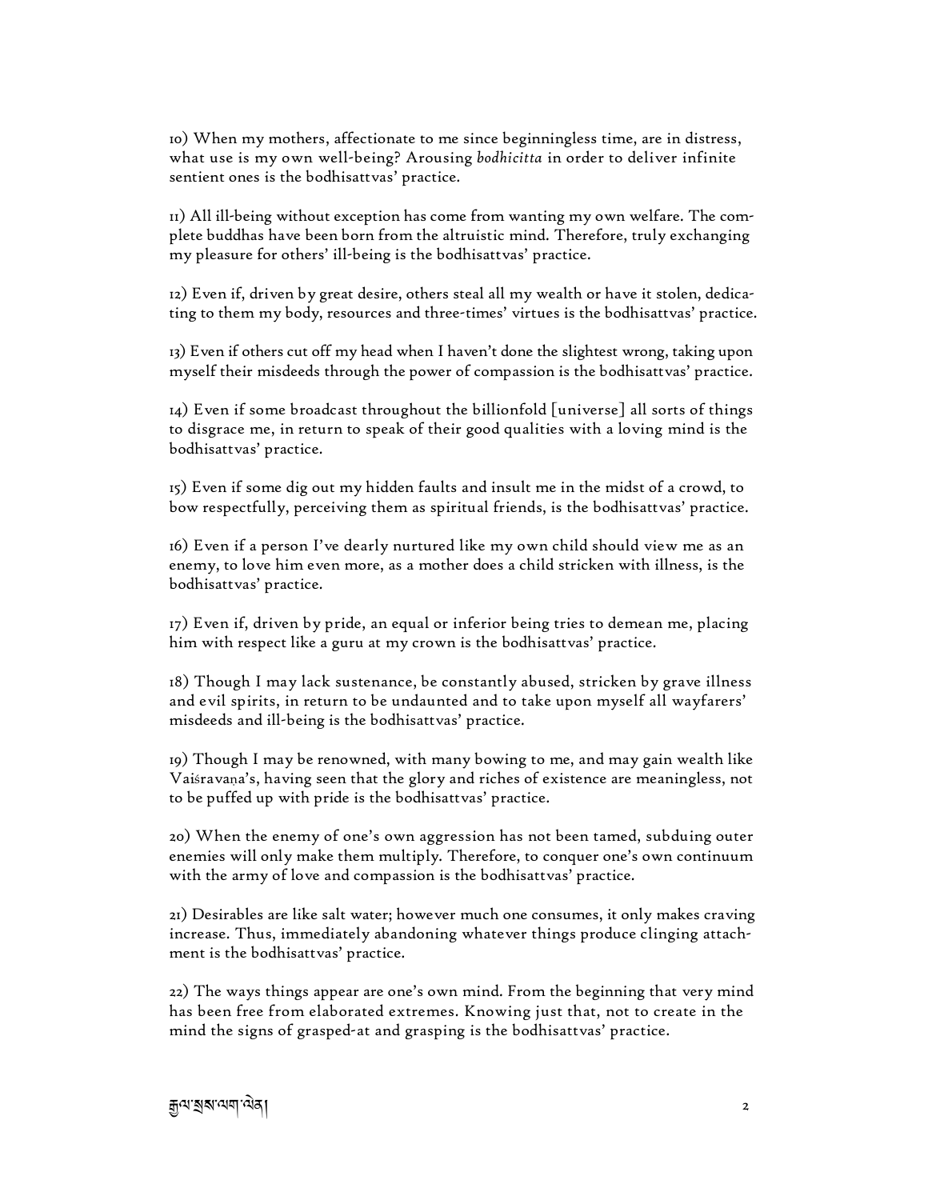10) When my mothers, affectionate to me since beginningless time, are in distress, what use is my own well-being? Arousing *bodhicitta* in order to deliver infinite sentient ones is the bodhisattvas' practice.

11) All ill-being without exception has come from wanting my own welfare. The complete buddhas have been born from the altruistic mind. Therefore, truly exchanging my pleasure for others' ill-being is the bodhisattvas' practice.

12) Even if, driven by great desire, others steal all my wealth or have it stolen, dedicating to them my body, resources and three-times' virtues is the bodhisattvas' practice.

13) Even if others cut off my head when I haven't done the slightest wrong, taking upon myself their misdeeds through the power of compassion is the bodhisattvas' practice.

14) Even if some broadcast throughout the billionfold [universe] all sorts of things to disgrace me, in return to speak of their good qualities with a loving mind is the bodhisattvas' practice.

15) Even if some dig out my hidden faults and insult me in the midst of a crowd, to bow respectfully, perceiving them as spiritual friends, is the bodhisattvas' practice.

16) Even if a person I've dearly nurtured like my own child should view me as an enemy, to love him even more, as a mother does a child stricken with illness, is the bodhisattvas' practice.

17) Even if, driven by pride, an equal or inferior being tries to demean me, placing him with respect like a guru at my crown is the bodhisattvas' practice.

18) Though I may lack sustenance, be constantly abused, stricken by grave illness and evil spirits, in return to be undaunted and to take upon myself all wayfarers' misdeeds and ill-being is the bodhisattvas' practice.

19) Though I may be renowned, with many bowing to me, and may gain wealth like Vaiśravaṇa's, having seen that the glory and riches of existence are meaningless, not to be puffed up with pride is the bodhisattvas' practice.

20) When the enemy of one's own aggression has not been tamed, subduing outer enemies will only make them multiply. Therefore, to conquer one's own continuum with the army of love and compassion is the bodhisattvas' practice.

21) Desirables are like salt water; however much one consumes, it only makes craving increase. Thus, immediately abandoning whatever things produce clinging attachment is the bodhisattvas' practice.

22) The ways things appear are one's own mind. From the beginning that very mind has been free from elaborated extremes. Knowing just that, not to create in the mind the signs of grasped-at and grasping is the bodhisattvas' practice.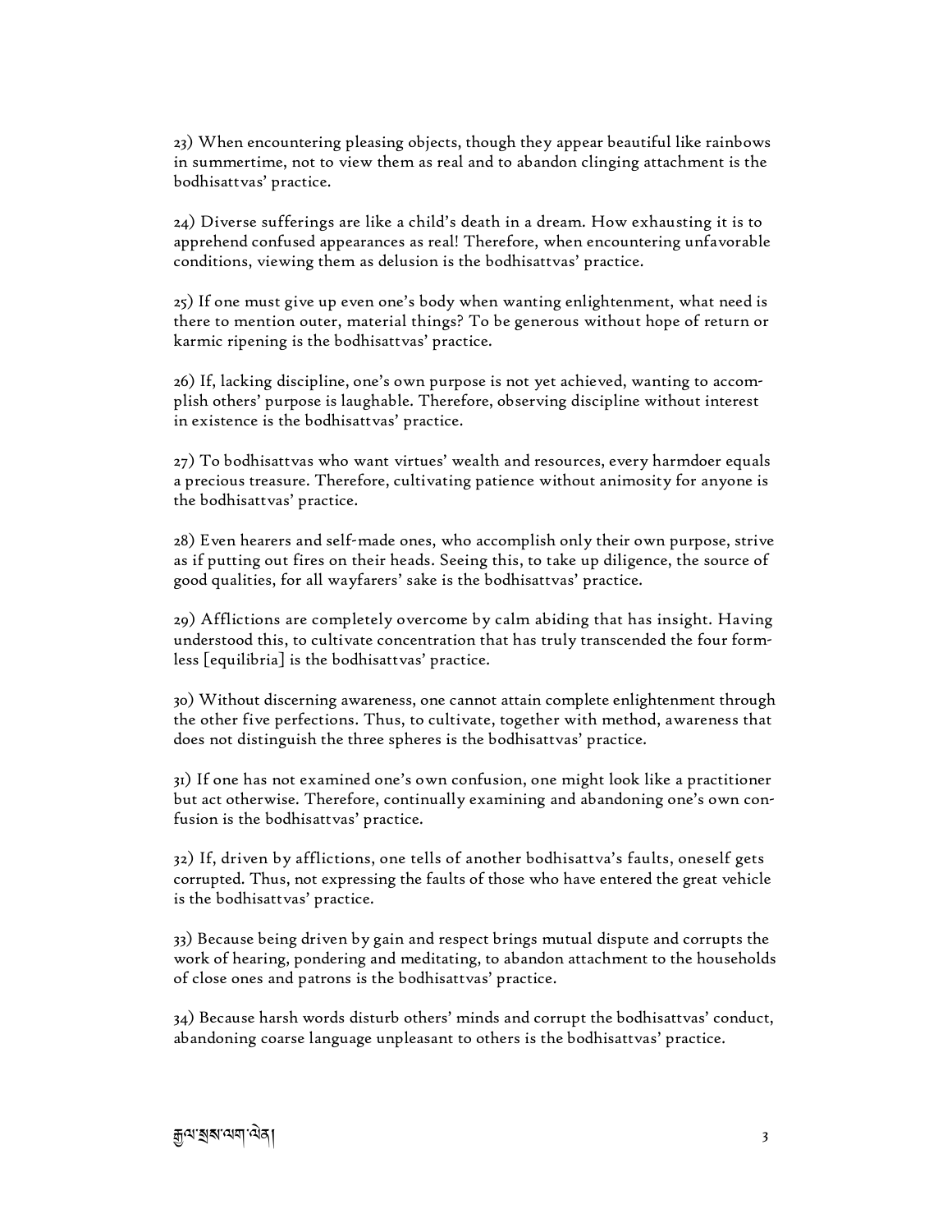23) When encountering pleasing objects, though they appear beautiful like rainbows in summertime, not to view them as real and to abandon clinging attachment is the bodhisattvas' practice.

24) Diverse sufferings are like a child's death in a dream. How exhausting it is to apprehend confused appearances as real! Therefore, when encountering unfavorable conditions, viewing them as delusion is the bodhisattvas' practice.

25) If one must give up even one's body when wanting enlightenment, what need is there to mention outer, material things? To be generous without hope of return or karmic ripening is the bodhisattvas' practice.

26) If, lacking discipline, one's own purpose is not yet achieved, wanting to accomplish others' purpose is laughable. Therefore, observing discipline without interest in existence is the bodhisattvas' practice.

27) To bodhisattvas who want virtues' wealth and resources, every harmdoer equals a precious treasure. Therefore, cultivating patience without animosity for anyone is the bodhisattvas' practice.

28) Even hearers and self-made ones, who accomplish only their own purpose, strive as if putting out fires on their heads. Seeing this, to take up diligence, the source of good qualities, for all wayfarers' sake is the bodhisattvas' practice.

29) Afflictions are completely overcome by calm abiding that has insight. Having understood this, to cultivate concentration that has truly transcended the four formless [equilibria] is the bodhisattvas' practice.

30) Without discerning awareness, one cannot attain complete enlightenment through the other five perfections. Thus, to cultivate, together with method, awareness that does not distinguish the three spheres is the bodhisattvas' practice.

31) If one has not examined one's own confusion, one might look like a practitioner but act otherwise. Therefore, continually examining and abandoning one's own confusion is the bodhisattvas' practice.

32) If, driven by afflictions, one tells of another bodhisattva's faults, oneself gets corrupted. Thus, not expressing the faults of those who have entered the great vehicle is the bodhisattvas' practice.

33) Because being driven by gain and respect brings mutual dispute and corrupts the work of hearing, pondering and meditating, to abandon attachment to the households of close ones and patrons is the bodhisattvas' practice.

34) Because harsh words disturb others' minds and corrupt the bodhisattvas' conduct, abandoning coarse language unpleasant to others is the bodhisattvas' practice.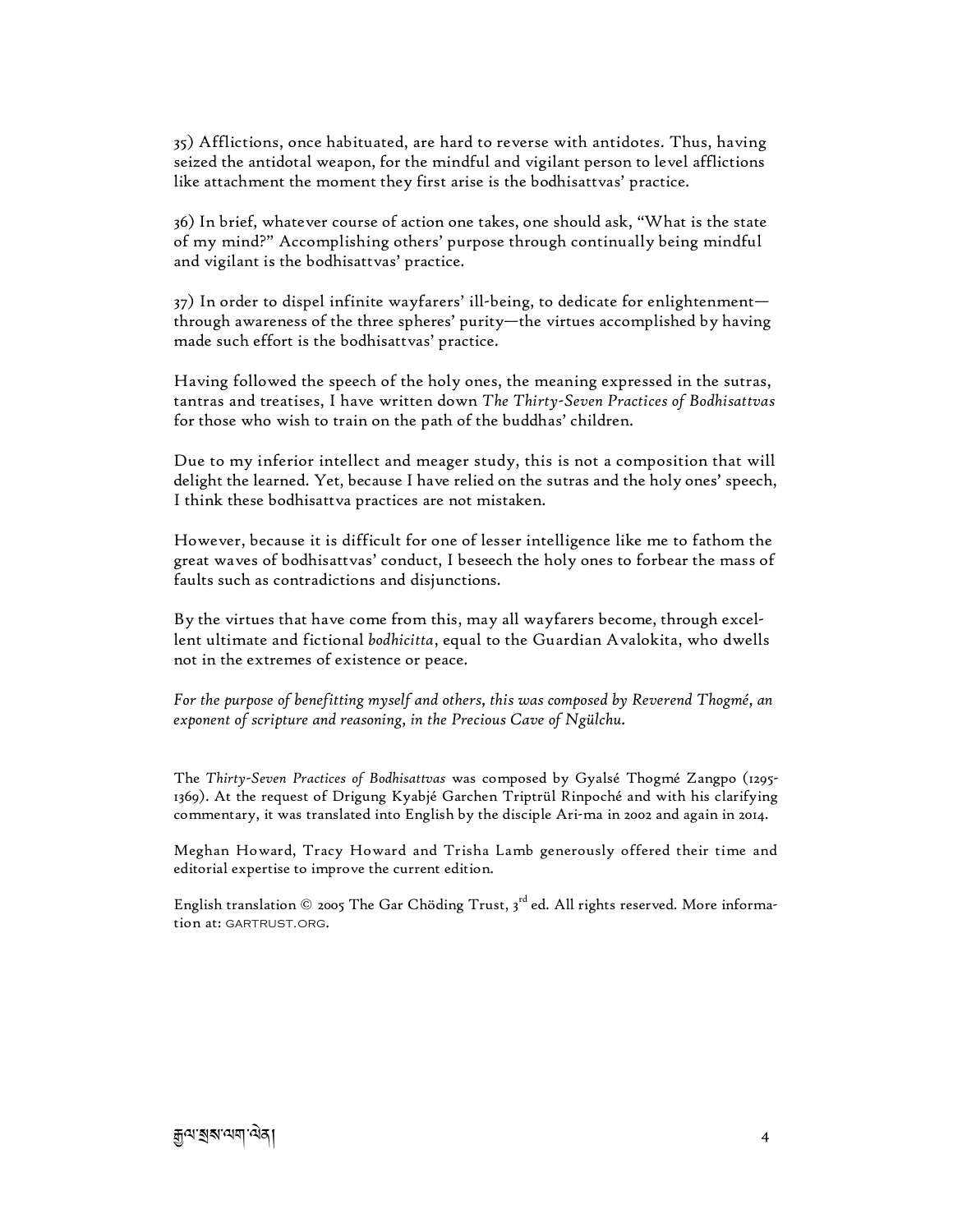35) Afflictions, once habituated, are hard to reverse with antidotes. Thus, having seized the antidotal weapon, for the mindful and vigilant person to level afflictions like attachment the moment they first arise is the bodhisattvas' practice.

36) In brief, whatever course of action one takes, one should ask, "What is the state of my mind?" Accomplishing others' purpose through continually being mindful and vigilant is the bodhisattvas' practice.

37) In order to dispel infinite wayfarers' ill-being, to dedicate for enlightenment—through awareness of the three spheres' purity—the virtues accomplished by having made such effort is the bodhisattvas' practice.

Having followed the speech of the holy ones, the meaning expressed in the sutras, tantras and treatises, I have written down *The Thirty-Seven Practices of Bodhisattvas* for those who wish to train on the path of the buddhas' children.

Due to my inferior intellect and meager study, this is not a composition that will delight the learned. Yet, because I have relied on the sutras and the holy ones' speech, I think these bodhisattva practices are not mistaken.

However, because it is difficult for one of lesser intelligence like me to fathom the great waves of bodhisattvas' conduct, I beseech the holy ones to forbear the mass of faults such as contradictions and disjunctions.

By the virtues that have come from this, may all wayfarers become, through excellent ultimate and fictional *bodhicitta*, equal to the Guardian Avalokita, who dwells not in the extremes of existence or peace.

*For the purpose of benefitting myself and others, this was composed by Reverend Thogmé, an exponent of scripture and reasoning, in the Precious Cave of Ngülchu.*

The *Thirty-Seven Practices of Bodhisattvas* was composed by Gyalsé Thogmé Zangpo (1295-1369). At the request of Drigung Kyabjé Garchen Triptrül Rinpoché and with his clarifying commentary, it was translated into English by the disciple Ari-ma in 2002 and again in 2014.

Meghan Howard, Tracy Howard and Trisha Lamb generously offered their time and editorial expertise to improve the current edition.

English translation © 2005 The Gar Chöding Trust, 3rd ed. All rights reserved. More information at: GARTRUST.ORG.